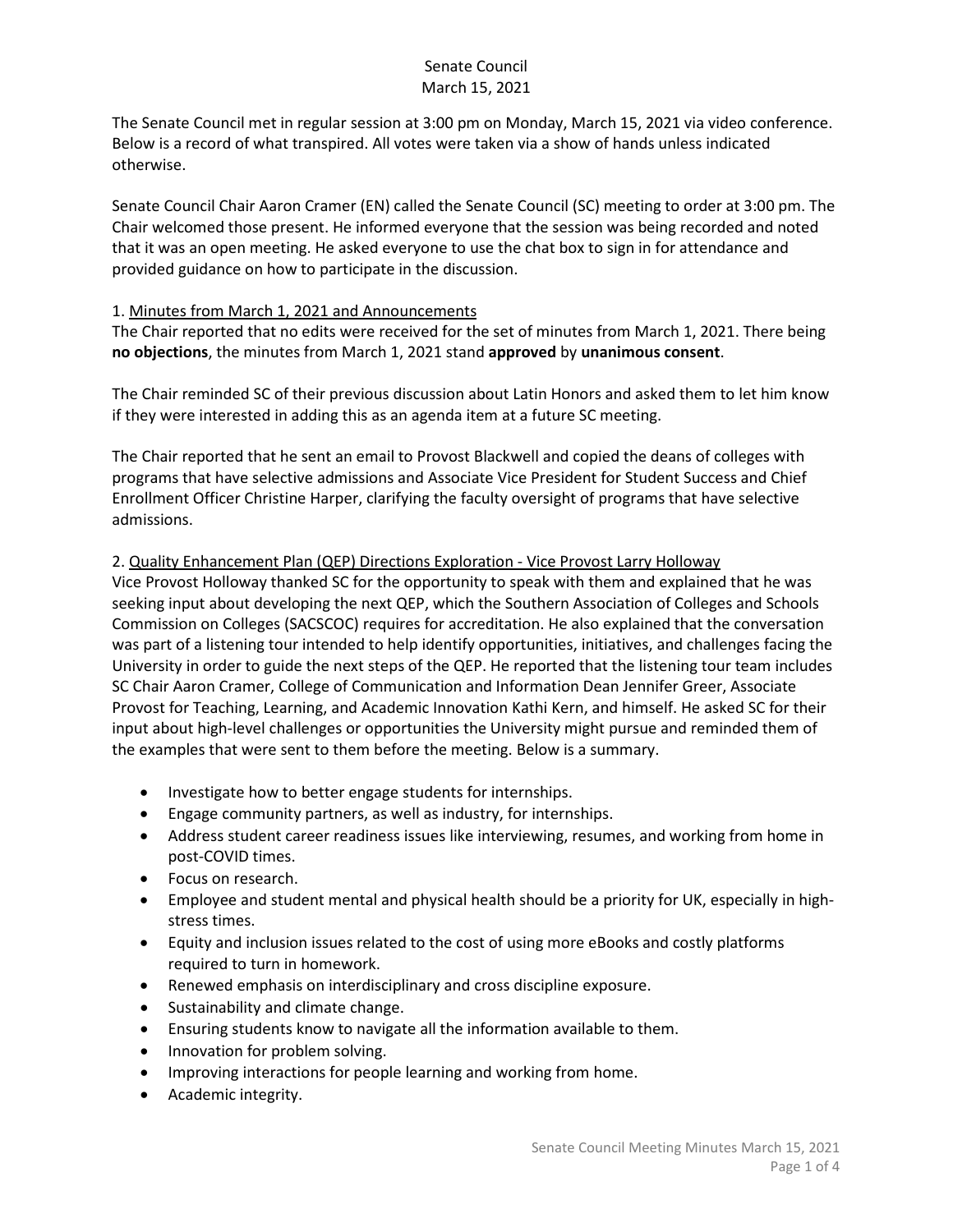# Senate Council
## March 15, 2021

The Senate Council met in regular session at 3:00 pm on Monday, March 15, 2021 via video conference. Below is a record of what transpired. All votes were taken via a show of hands unless indicated otherwise.

Senate Council Chair Aaron Cramer (EN) called the Senate Council (SC) meeting to order at 3:00 pm. The Chair welcomed those present. He informed everyone that the session was being recorded and noted that it was an open meeting. He asked everyone to use the chat box to sign in for attendance and provided guidance on how to participate in the discussion.

1. Minutes from March 1, 2021 and Announcements

The Chair reported that no edits were received for the set of minutes from March 1, 2021. There being **no objections**, the minutes from March 1, 2021 stand **approved** by **unanimous consent**.

The Chair reminded SC of their previous discussion about Latin Honors and asked them to let him know if they were interested in adding this as an agenda item at a future SC meeting.

The Chair reported that he sent an email to Provost Blackwell and copied the deans of colleges with programs that have selective admissions and Associate Vice President for Student Success and Chief Enrollment Officer Christine Harper, clarifying the faculty oversight of programs that have selective admissions.

2. Quality Enhancement Plan (QEP) Directions Exploration - Vice Provost Larry Holloway

Vice Provost Holloway thanked SC for the opportunity to speak with them and explained that he was seeking input about developing the next QEP, which the Southern Association of Colleges and Schools Commission on Colleges (SACSCOC) requires for accreditation. He also explained that the conversation was part of a listening tour intended to help identify opportunities, initiatives, and challenges facing the University in order to guide the next steps of the QEP. He reported that the listening tour team includes SC Chair Aaron Cramer, College of Communication and Information Dean Jennifer Greer, Associate Provost for Teaching, Learning, and Academic Innovation Kathi Kern, and himself. He asked SC for their input about high-level challenges or opportunities the University might pursue and reminded them of the examples that were sent to them before the meeting. Below is a summary.

- Investigate how to better engage students for internships.
- Engage community partners, as well as industry, for internships.
- Address student career readiness issues like interviewing, resumes, and working from home in post-COVID times.
- Focus on research.
- Employee and student mental and physical health should be a priority for UK, especially in high-stress times.
- Equity and inclusion issues related to the cost of using more eBooks and costly platforms required to turn in homework.
- Renewed emphasis on interdisciplinary and cross discipline exposure.
- Sustainability and climate change.
- Ensuring students know to navigate all the information available to them.
- Innovation for problem solving.
- Improving interactions for people learning and working from home.
- Academic integrity.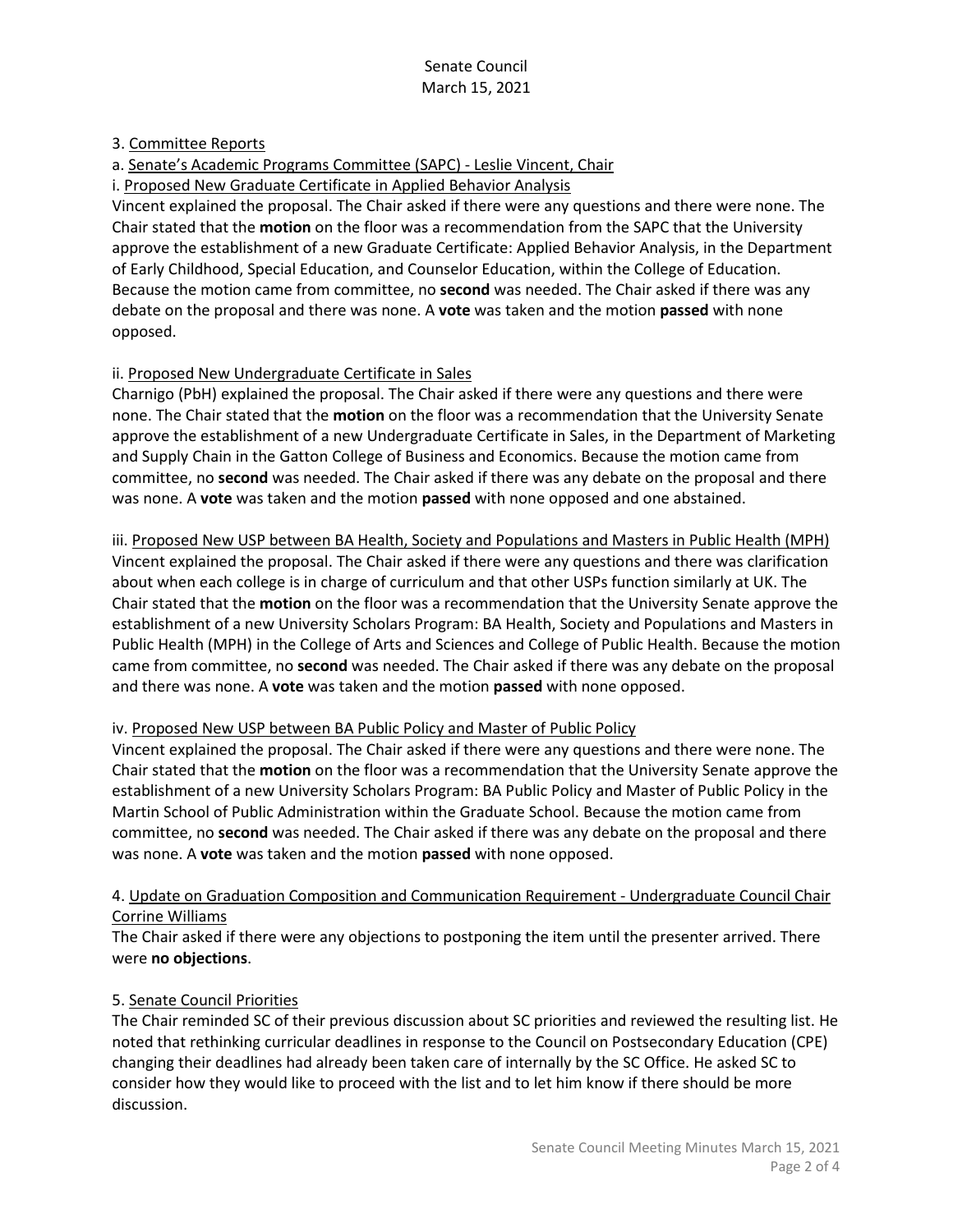3. Committee Reports

a. Senate's Academic Programs Committee (SAPC) - Leslie Vincent, Chair

i. Proposed New Graduate Certificate in Applied Behavior Analysis

Vincent explained the proposal. The Chair asked if there were any questions and there were none. The Chair stated that the **motion** on the floor was a recommendation from the SAPC that the University approve the establishment of a new Graduate Certificate: Applied Behavior Analysis, in the Department of Early Childhood, Special Education, and Counselor Education, within the College of Education. Because the motion came from committee, no **second** was needed. The Chair asked if there was any debate on the proposal and there was none. A **vote** was taken and the motion **passed** with none opposed.

ii. Proposed New Undergraduate Certificate in Sales

Charnigo (PbH) explained the proposal. The Chair asked if there were any questions and there were none. The Chair stated that the **motion** on the floor was a recommendation that the University Senate approve the establishment of a new Undergraduate Certificate in Sales, in the Department of Marketing and Supply Chain in the Gatton College of Business and Economics. Because the motion came from committee, no **second** was needed. The Chair asked if there was any debate on the proposal and there was none. A **vote** was taken and the motion **passed** with none opposed and one abstained.

iii. Proposed New USP between BA Health, Society and Populations and Masters in Public Health (MPH)

Vincent explained the proposal. The Chair asked if there were any questions and there was clarification about when each college is in charge of curriculum and that other USPs function similarly at UK. The Chair stated that the **motion** on the floor was a recommendation that the University Senate approve the establishment of a new University Scholars Program: BA Health, Society and Populations and Masters in Public Health (MPH) in the College of Arts and Sciences and College of Public Health. Because the motion came from committee, no **second** was needed. The Chair asked if there was any debate on the proposal and there was none. A **vote** was taken and the motion **passed** with none opposed.

iv. Proposed New USP between BA Public Policy and Master of Public Policy

Vincent explained the proposal. The Chair asked if there were any questions and there were none. The Chair stated that the **motion** on the floor was a recommendation that the University Senate approve the establishment of a new University Scholars Program: BA Public Policy and Master of Public Policy in the Martin School of Public Administration within the Graduate School. Because the motion came from committee, no **second** was needed. The Chair asked if there was any debate on the proposal and there was none. A **vote** was taken and the motion **passed** with none opposed.

4. Update on Graduation Composition and Communication Requirement - Undergraduate Council Chair Corrine Williams

The Chair asked if there were any objections to postponing the item until the presenter arrived. There were **no objections**.

5. Senate Council Priorities

The Chair reminded SC of their previous discussion about SC priorities and reviewed the resulting list. He noted that rethinking curricular deadlines in response to the Council on Postsecondary Education (CPE) changing their deadlines had already been taken care of internally by the SC Office. He asked SC to consider how they would like to proceed with the list and to let him know if there should be more discussion.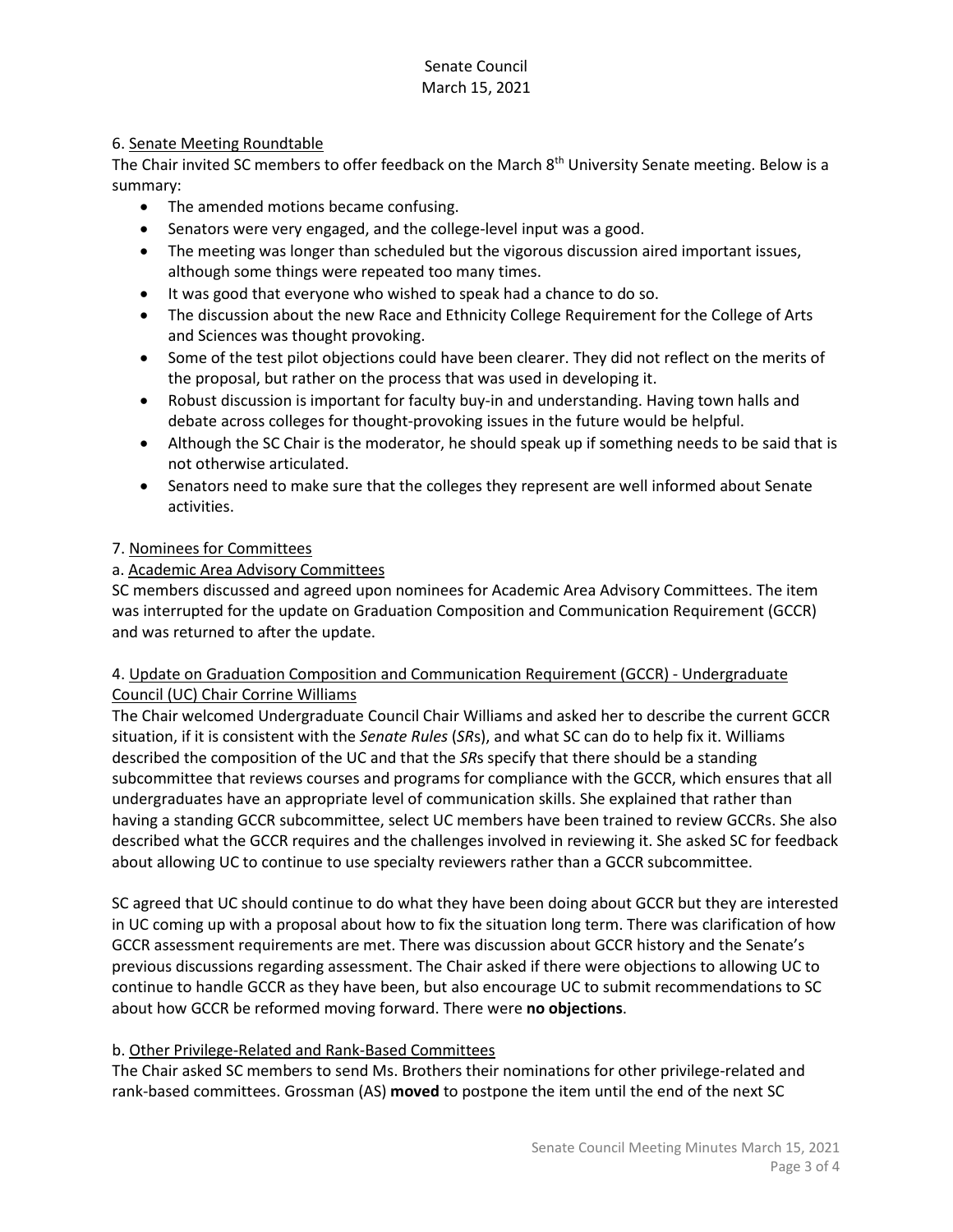6. Senate Meeting Roundtable

The Chair invited SC members to offer feedback on the March 8th University Senate meeting. Below is a summary:

- The amended motions became confusing.
- Senators were very engaged, and the college-level input was a good.
- The meeting was longer than scheduled but the vigorous discussion aired important issues, although some things were repeated too many times.
- It was good that everyone who wished to speak had a chance to do so.
- The discussion about the new Race and Ethnicity College Requirement for the College of Arts and Sciences was thought provoking.
- Some of the test pilot objections could have been clearer. They did not reflect on the merits of the proposal, but rather on the process that was used in developing it.
- Robust discussion is important for faculty buy-in and understanding. Having town halls and debate across colleges for thought-provoking issues in the future would be helpful.
- Although the SC Chair is the moderator, he should speak up if something needs to be said that is not otherwise articulated.
- Senators need to make sure that the colleges they represent are well informed about Senate activities.

7. Nominees for Committees

a. Academic Area Advisory Committees

SC members discussed and agreed upon nominees for Academic Area Advisory Committees. The item was interrupted for the update on Graduation Composition and Communication Requirement (GCCR) and was returned to after the update.

4. Update on Graduation Composition and Communication Requirement (GCCR) - Undergraduate Council (UC) Chair Corrine Williams

The Chair welcomed Undergraduate Council Chair Williams and asked her to describe the current GCCR situation, if it is consistent with the *Senate Rules* (*SR*s), and what SC can do to help fix it. Williams described the composition of the UC and that the *SR*s specify that there should be a standing subcommittee that reviews courses and programs for compliance with the GCCR, which ensures that all undergraduates have an appropriate level of communication skills. She explained that rather than having a standing GCCR subcommittee, select UC members have been trained to review GCCRs. She also described what the GCCR requires and the challenges involved in reviewing it. She asked SC for feedback about allowing UC to continue to use specialty reviewers rather than a GCCR subcommittee.

SC agreed that UC should continue to do what they have been doing about GCCR but they are interested in UC coming up with a proposal about how to fix the situation long term. There was clarification of how GCCR assessment requirements are met. There was discussion about GCCR history and the Senate's previous discussions regarding assessment. The Chair asked if there were objections to allowing UC to continue to handle GCCR as they have been, but also encourage UC to submit recommendations to SC about how GCCR be reformed moving forward. There were **no objections**.

b. Other Privilege-Related and Rank-Based Committees

The Chair asked SC members to send Ms. Brothers their nominations for other privilege-related and rank-based committees. Grossman (AS) **moved** to postpone the item until the end of the next SC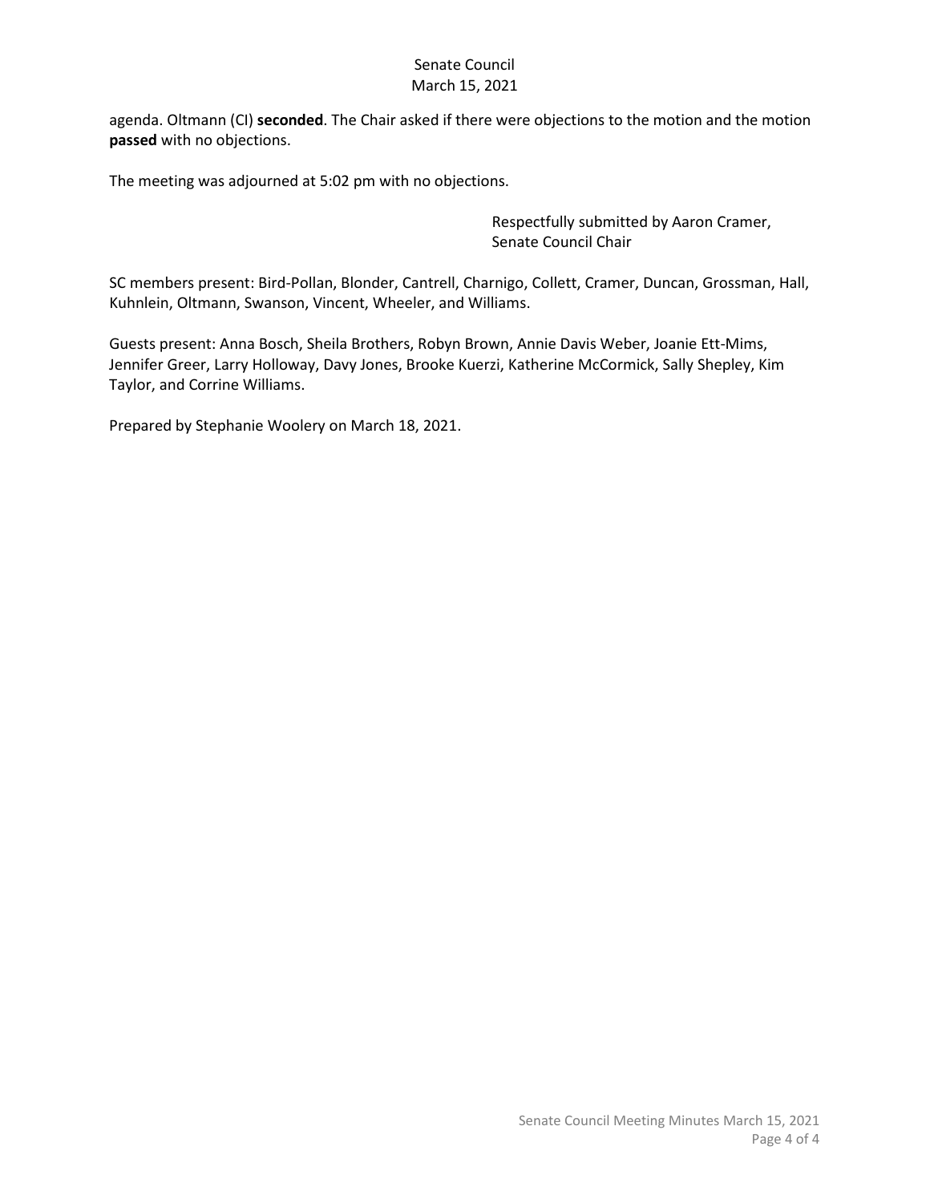agenda. Oltmann (CI) **seconded**. The Chair asked if there were objections to the motion and the motion **passed** with no objections.

The meeting was adjourned at 5:02 pm with no objections.

Respectfully submitted by Aaron Cramer,
Senate Council Chair

SC members present: Bird-Pollan, Blonder, Cantrell, Charnigo, Collett, Cramer, Duncan, Grossman, Hall, Kuhnlein, Oltmann, Swanson, Vincent, Wheeler, and Williams.

Guests present: Anna Bosch, Sheila Brothers, Robyn Brown, Annie Davis Weber, Joanie Ett-Mims, Jennifer Greer, Larry Holloway, Davy Jones, Brooke Kuerzi, Katherine McCormick, Sally Shepley, Kim Taylor, and Corrine Williams.

Prepared by Stephanie Woolery on March 18, 2021.